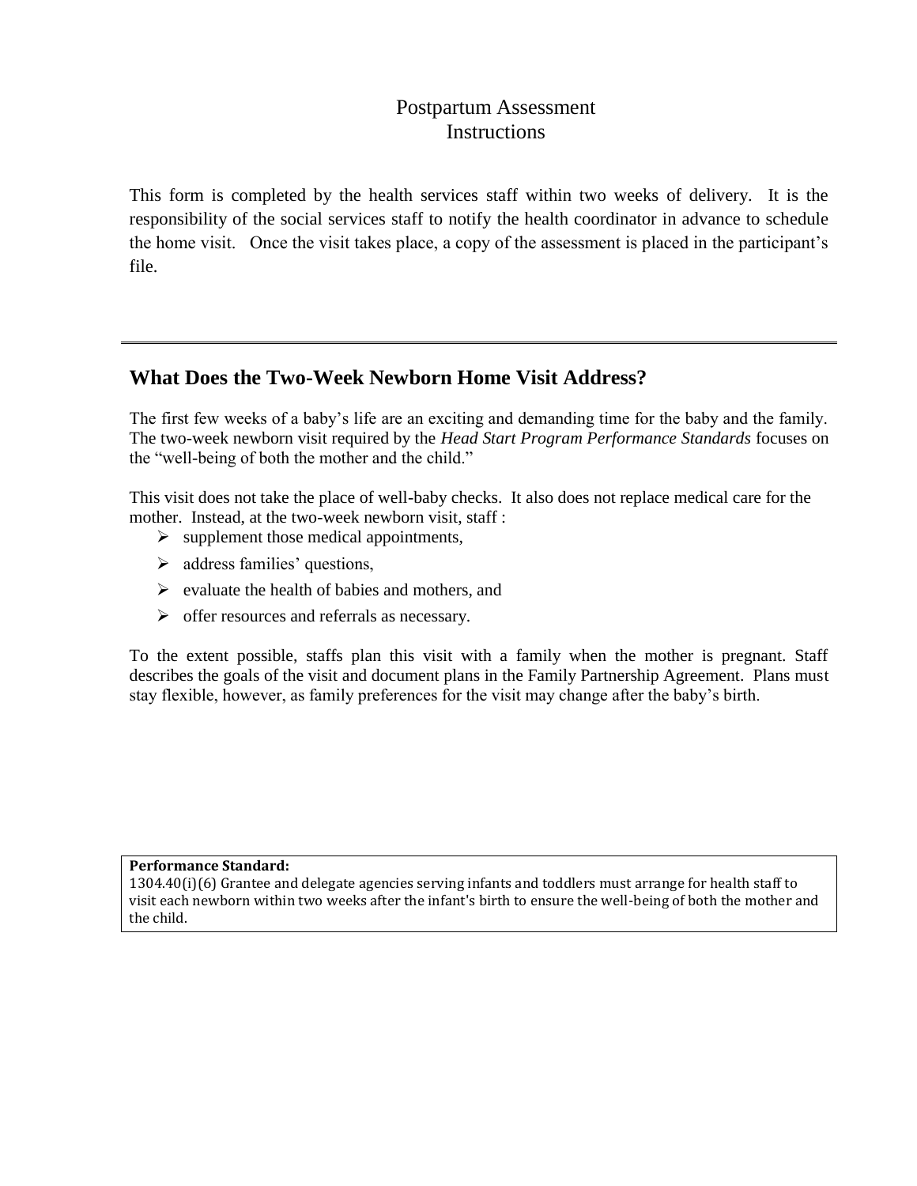# Postpartum Assessment
# Instructions

This form is completed by the health services staff within two weeks of delivery. It is the responsibility of the social services staff to notify the health coordinator in advance to schedule the home visit. Once the visit takes place, a copy of the assessment is placed in the participant's file.

---

## What Does the Two-Week Newborn Home Visit Address?

The first few weeks of a baby's life are an exciting and demanding time for the baby and the family. The two-week newborn visit required by the *Head Start Program Performance Standards* focuses on the "well-being of both the mother and the child."

This visit does not take the place of well-baby checks. It also does not replace medical care for the mother. Instead, at the two-week newborn visit, staff :

- supplement those medical appointments,
- address families' questions,
- evaluate the health of babies and mothers, and
- offer resources and referrals as necessary.

To the extent possible, staffs plan this visit with a family when the mother is pregnant. Staff describes the goals of the visit and document plans in the Family Partnership Agreement. Plans must stay flexible, however, as family preferences for the visit may change after the baby's birth.

**Performance Standard:**
1304.40(i)(6) Grantee and delegate agencies serving infants and toddlers must arrange for health staff to visit each newborn within two weeks after the infant's birth to ensure the well-being of both the mother and the child.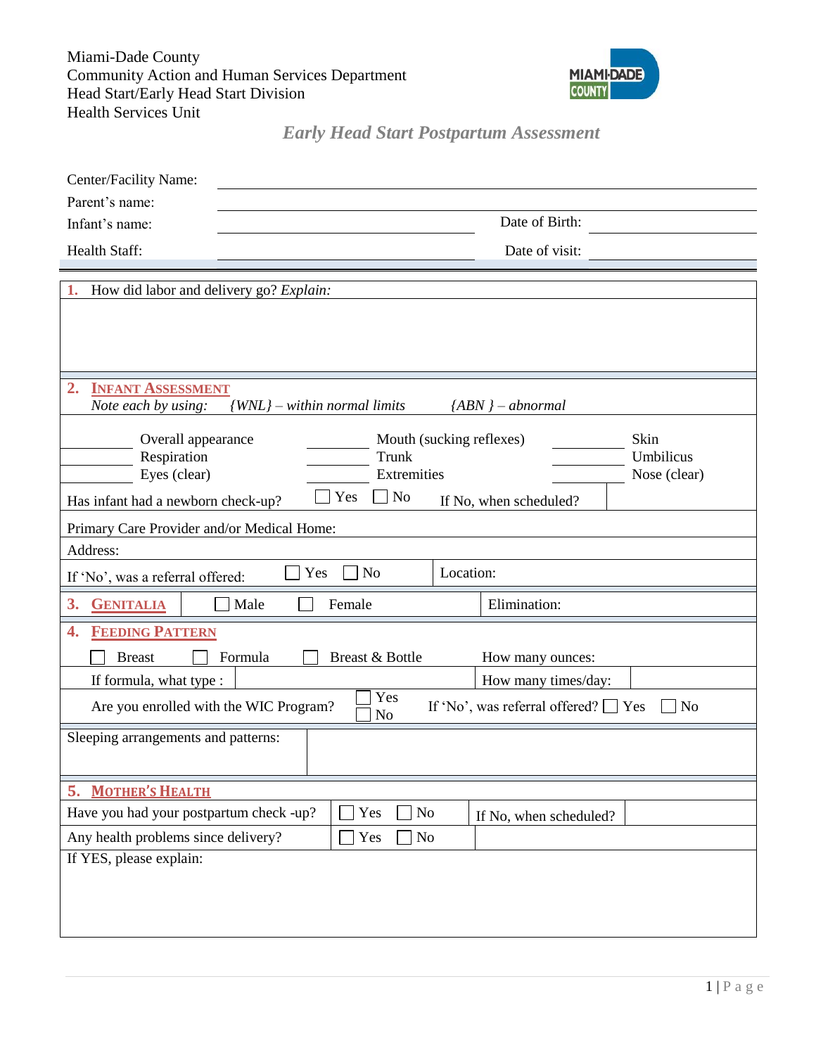Miami-Dade County
Community Action and Human Services Department
Head Start/Early Head Start Division
Health Services Unit

## *Early Head Start Postpartum Assessment*

Center/Facility Name: ______________________________

Parent's name: ______________________________

Infant's name: ____________________ Date of Birth: ____________

Health Staff: ____________________ Date of visit: ____________

**1.** How did labor and delivery go? *Explain:*

**2. INFANT ASSESSMENT**

*Note each by using: {WNL} – within normal limits {ABN } – abnormal*

| | | | | | |
|---|---|---|---|---|---|
| ______ | Overall appearance | ______ | Mouth (sucking reflexes) | ______ | Skin |
| ______ | Respiration | ______ | Trunk | ______ | Umbilicus |
| ______ | Eyes (clear) | ______ | Extremities | ______ | Nose (clear) |

Has infant had a newborn check-up? ☐ Yes ☐ No If No, when scheduled?

Primary Care Provider and/or Medical Home:

Address:

If 'No', was a referral offered: ☐ Yes ☐ No Location:

**3. GENITALIA** ☐ Male ☐ Female Elimination:

**4. FEEDING PATTERN**

☐ Breast ☐ Formula ☐ Breast & Bottle How many ounces:

If formula, what type : How many times/day:

Are you enrolled with the WIC Program? ☐ Yes ☐ No If 'No', was referral offered? ☐ Yes ☐ No

Sleeping arrangements and patterns:

**5. MOTHER'S HEALTH**

Have you had your postpartum check -up? ☐ Yes ☐ No If No, when scheduled?

Any health problems since delivery? ☐ Yes ☐ No

If YES, please explain: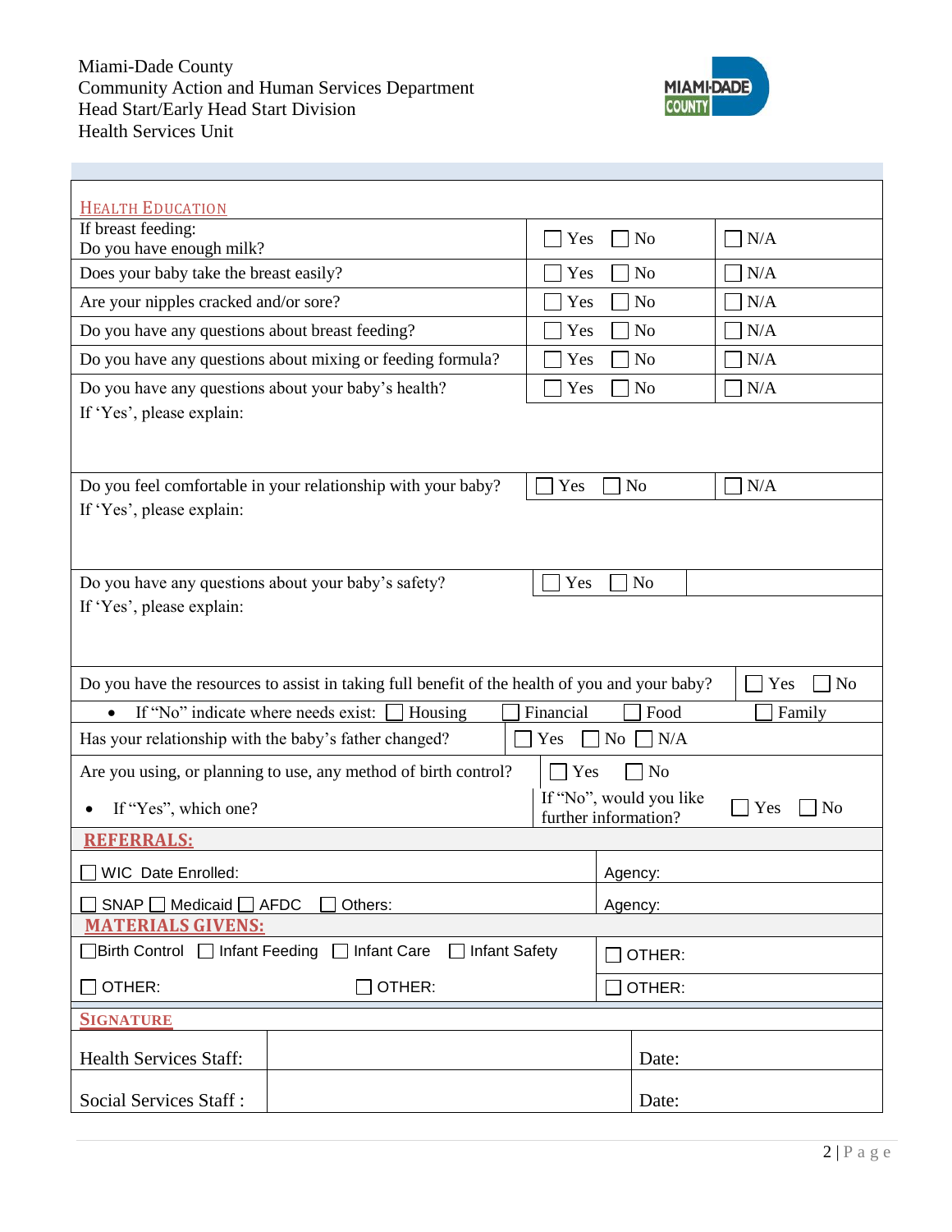Miami-Dade County
Community Action and Human Services Department
Head Start/Early Head Start Division
Health Services Unit

## HEALTH EDUCATION

| | | |
|---|---|---|
| If breast feeding:<br>Do you have enough milk? | ☐ Yes ☐ No | ☐ N/A |
| Does your baby take the breast easily? | ☐ Yes ☐ No | ☐ N/A |
| Are your nipples cracked and/or sore? | ☐ Yes ☐ No | ☐ N/A |
| Do you have any questions about breast feeding? | ☐ Yes ☐ No | ☐ N/A |
| Do you have any questions about mixing or feeding formula? | ☐ Yes ☐ No | ☐ N/A |
| Do you have any questions about your baby's health?<br>If 'Yes', please explain: | ☐ Yes ☐ No | ☐ N/A |
| Do you feel comfortable in your relationship with your baby?<br>If 'Yes', please explain: | ☐ Yes ☐ No | ☐ N/A |
| Do you have any questions about your baby's safety?<br>If 'Yes', please explain: | ☐ Yes ☐ No | |

| | |
|---|---|
| Do you have the resources to assist in taking full benefit of the health of you and your baby? | ☐ Yes ☐ No |
| • If "No" indicate where needs exist: ☐ Housing ☐ Financial ☐ Food ☐ Family | |
| Has your relationship with the baby's father changed? | ☐ Yes ☐ No ☐ N/A |
| Are you using, or planning to use, any method of birth control? | ☐ Yes ☐ No |
| • If "Yes", which one? | If "No", would you like further information? ☐ Yes ☐ No |

## REFERRALS:

| | |
|---|---|
| ☐ WIC Date Enrolled: | Agency: |
| ☐ SNAP ☐ Medicaid ☐ AFDC ☐ Others: | Agency: |

## MATERIALS GIVENS:

| | |
|---|---|
| ☐ Birth Control ☐ Infant Feeding ☐ Infant Care ☐ Infant Safety | ☐ OTHER: |
| ☐ OTHER: ☐ OTHER: | ☐ OTHER: |

## SIGNATURE

| | | |
|---|---|---|
| Health Services Staff: | | Date: |
| Social Services Staff : | | Date: |